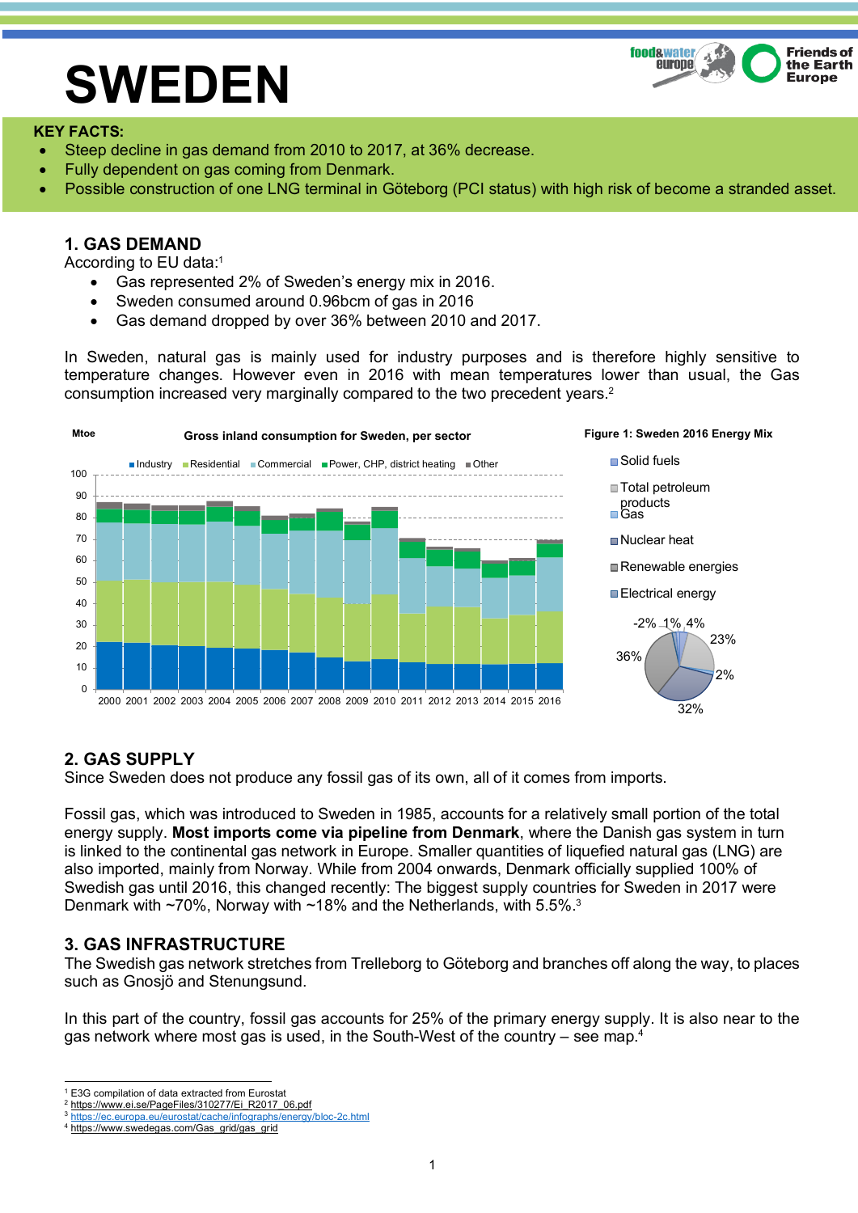# SWEDEN

**KEY FACTS:**

- Steep decline in gas demand from 2010 to 2017, at 36% decrease.
- Fully dependent on gas coming from Denmark.
- Possible construction of one LNG terminal in Göteborg (PCI status) with high risk of become a stranded asset.

## 1. GAS DEMAND

According to EU data:[1]

- Gas represented 2% of Sweden's energy mix in 2016.
- Sweden consumed around 0.96bcm of gas in 2016
- Gas demand dropped by over 36% between 2010 and 2017.

In Sweden, natural gas is mainly used for industry purposes and is therefore highly sensitive to temperature changes. However even in 2016 with mean temperatures lower than usual, the Gas consumption increased very marginally compared to the two precedent years.[2]

Gross inland consumption for Sweden, per sector

Figure 1: Sweden 2016 Energy Mix

## 2. GAS SUPPLY

Since Sweden does not produce any fossil gas of its own, all of it comes from imports.

Fossil gas, which was introduced to Sweden in 1985, accounts for a relatively small portion of the total energy supply. **Most imports come via pipeline from Denmark**, where the Danish gas system in turn is linked to the continental gas network in Europe. Smaller quantities of liquefied natural gas (LNG) are also imported, mainly from Norway. While from 2004 onwards, Denmark officially supplied 100% of Swedish gas until 2016, this changed recently: The biggest supply countries for Sweden in 2017 were Denmark with ~70%, Norway with ~18% and the Netherlands, with 5.5%.[3]

## 3. GAS INFRASTRUCTURE

The Swedish gas network stretches from Trelleborg to Göteborg and branches off along the way, to places such as Gnosjö and Stenungsund.

In this part of the country, fossil gas accounts for 25% of the primary energy supply. It is also near to the gas network where most gas is used, in the South-West of the country – see map.[4]

---

[1] E3G compilation of data extracted from Eurostat
[2] https://www.ei.se/PageFiles/310277/Ei_R2017_06.pdf
[3] https://ec.europa.eu/eurostat/cache/infographs/energy/bloc-2c.html
[4] https://www.swedegas.com/Gas_grid/gas_grid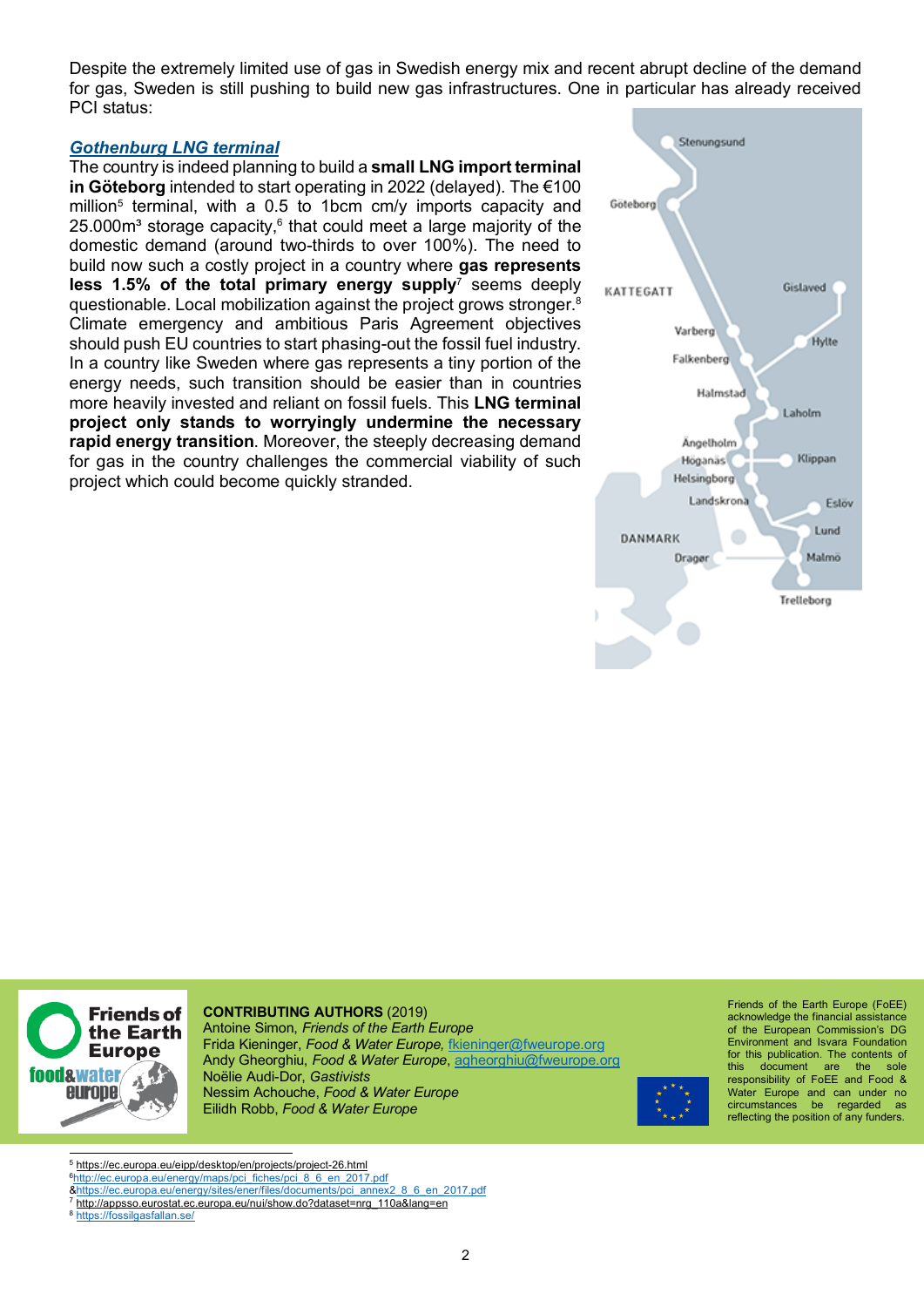Despite the extremely limited use of gas in Swedish energy mix and recent abrupt decline of the demand for gas, Sweden is still pushing to build new gas infrastructures. One in particular has already received PCI status:

### [Gothenburg LNG terminal](#)

The country is indeed planning to build a **small LNG import terminal in Göteborg** intended to start operating in 2022 (delayed). The €100 million[5] terminal, with a 0.5 to 1bcm cm/y imports capacity and 25.000m³ storage capacity,[6] that could meet a large majority of the domestic demand (around two-thirds to over 100%). The need to build now such a costly project in a country where **gas represents less 1.5% of the total primary energy supply**[7] seems deeply questionable. Local mobilization against the project grows stronger.[8] Climate emergency and ambitious Paris Agreement objectives should push EU countries to start phasing-out the fossil fuel industry. In a country like Sweden where gas represents a tiny portion of the energy needs, such transition should be easier than in countries more heavily invested and reliant on fossil fuels. This **LNG terminal project only stands to worryingly undermine the necessary rapid energy transition**. Moreover, the steeply decreasing demand for gas in the country challenges the commercial viability of such project which could become quickly stranded.

Stenungsund
Göteborg
KATTEGATT
Gislaved
Varberg
Hylte
Falkenberg
Halmstad
Laholm
Ängelholm
Höganäs
Klippan
Helsingborg
Landskrona
Eslöv
DANMARK
Lund
Dragør
Malmö
Trelleborg

**CONTRIBUTING AUTHORS** (2019)
Antoine Simon, *Friends of the Earth Europe*
Frida Kieninger, *Food & Water Europe*, fkieninger@fweurope.org
Andy Gheorghiu, *Food & Water Europe*, agheorghiu@fweurope.org
Noëlie Audi-Dor, *Gastivists*
Nessim Achouche, *Food & Water Europe*
Eilidh Robb, *Food & Water Europe*

Friends of the Earth Europe (FoEE) acknowledge the financial assistance of the European Commission's DG Environment and Isvara Foundation for this publication. The contents of this document are the sole responsibility of FoEE and Food & Water Europe and can under no circumstances be regarded as reflecting the position of any funders.

---

[5] https://ec.europa.eu/eipp/desktop/en/projects/project-26.html
[6] http://ec.europa.eu/energy/maps/pci_fiches/pci_8_6_en_2017.pdf & https://ec.europa.eu/energy/sites/ener/files/documents/pci_annex2_8_6_en_2017.pdf
[7] http://appsso.eurostat.ec.europa.eu/nui/show.do?dataset=nrg_110a&lang=en
[8] https://fossilgasfallan.se/